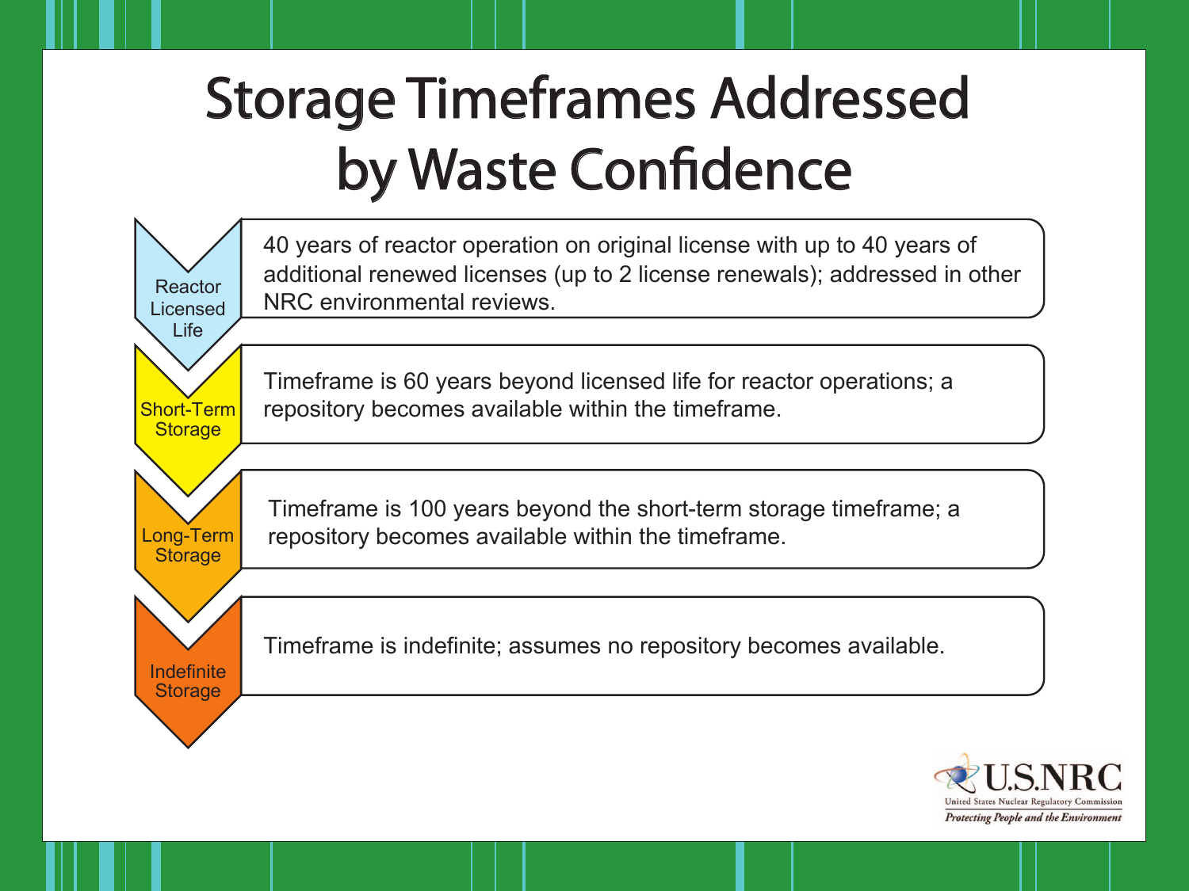# Storage Timeframes Addressed by Waste Confidence

**Reactor Licensed Life**

40 years of reactor operation on original license with up to 40 years of additional renewed licenses (up to 2 license renewals); addressed in other NRC environmental reviews.

**Short-Term Storage**

Timeframe is 60 years beyond licensed life for reactor operations; a repository becomes available within the timeframe.

**Long-Term Storage**

Timeframe is 100 years beyond the short-term storage timeframe; a repository becomes available within the timeframe.

**Indefinite Storage**

Timeframe is indefinite; assumes no repository becomes available.

U.S.NRC
United States Nuclear Regulatory Commission
*Protecting People and the Environment*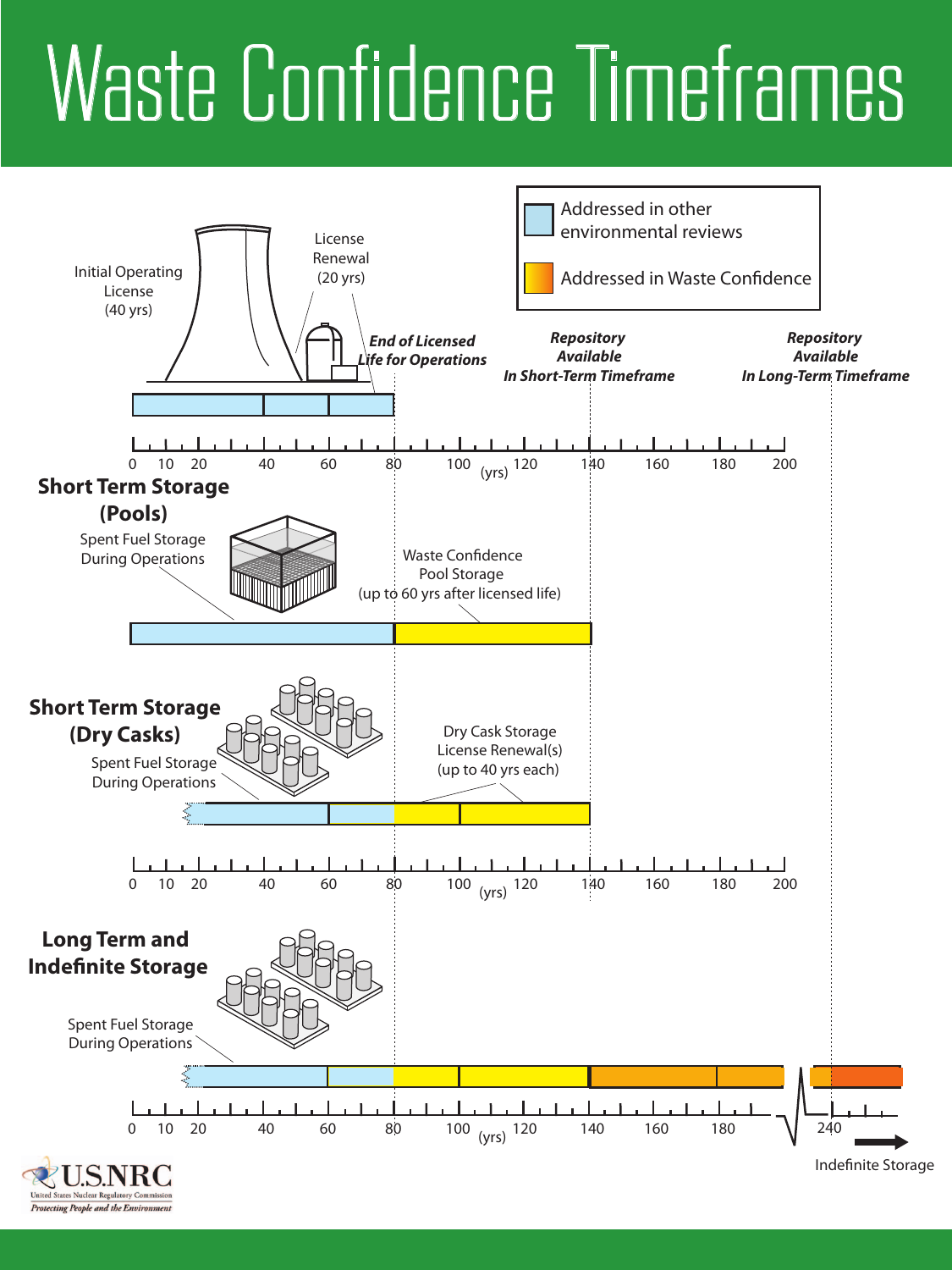# Waste Confidence Timeframes

Addressed in other environmental reviews

Addressed in Waste Confidence

Initial Operating License (40 yrs)

License Renewal (20 yrs)

***End of Licensed Life for Operations***

***Repository Available In Short-Term Timeframe***

***Repository Available In Long-Term Timeframe***

0 10 20 40 60 80 100 (yrs) 120 140 160 180 200

## Short Term Storage (Pools)

Spent Fuel Storage During Operations

Waste Confidence Pool Storage (up to 60 yrs after licensed life)

## Short Term Storage (Dry Casks)

Spent Fuel Storage During Operations

Dry Cask Storage License Renewal(s) (up to 40 yrs each)

0 10 20 40 60 80 100 (yrs) 120 140 160 180 200

## Long Term and Indefinite Storage

Spent Fuel Storage During Operations

0 10 20 40 60 80 100 (yrs) 120 140 160 180 240

Indefinite Storage

U.S.NRC
United States Nuclear Regulatory Commission
*Protecting People and the Environment*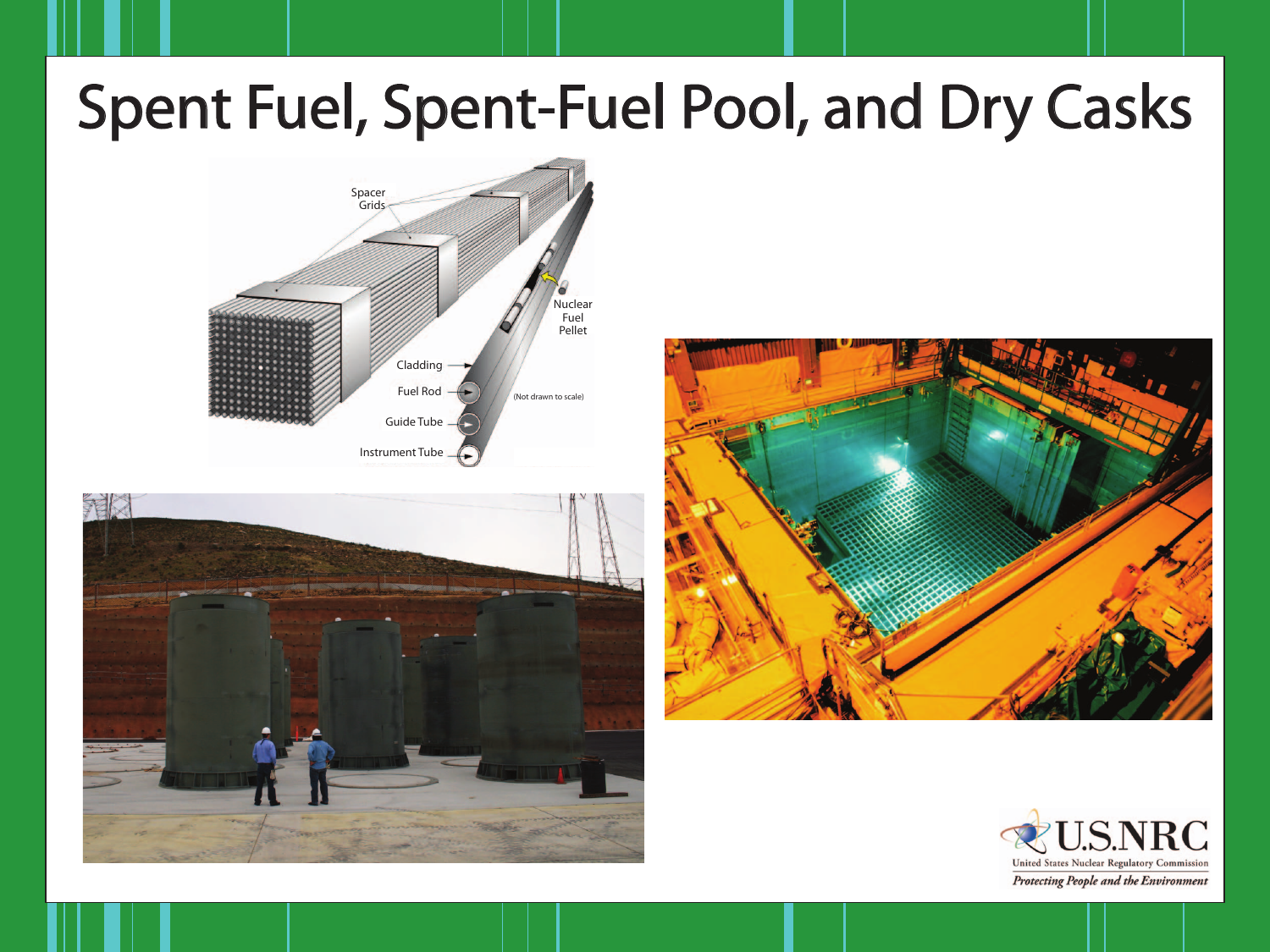# Spent Fuel, Spent-Fuel Pool, and Dry Casks

Spacer Grids

Nuclear Fuel Pellet

Cladding

Fuel Rod

Guide Tube

Instrument Tube

(Not drawn to scale)

U.S.NRC

United States Nuclear Regulatory Commission

*Protecting People and the Environment*